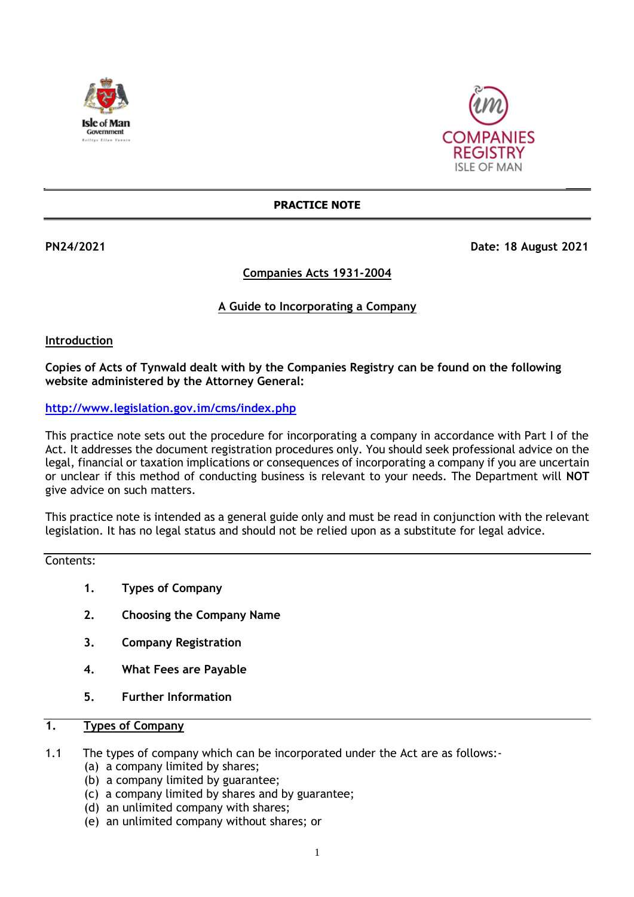**PRACTICE NOTE**

**PN24/2021** **Date: 18 August 2021**

# Companies Acts 1931-2004

## A Guide to Incorporating a Company

### Introduction

**Copies of Acts of Tynwald dealt with by the Companies Registry can be found on the following website administered by the Attorney General:**

http://www.legislation.gov.im/cms/index.php

This practice note sets out the procedure for incorporating a company in accordance with Part I of the Act. It addresses the document registration procedures only. You should seek professional advice on the legal, financial or taxation implications or consequences of incorporating a company if you are uncertain or unclear if this method of conducting business is relevant to your needs. The Department will **NOT** give advice on such matters.

This practice note is intended as a general guide only and must be read in conjunction with the relevant legislation. It has no legal status and should not be relied upon as a substitute for legal advice.

Contents:

1. **Types of Company**
2. **Choosing the Company Name**
3. **Company Registration**
4. **What Fees are Payable**
5. **Further Information**

### 1. Types of Company

1.1 The types of company which can be incorporated under the Act are as follows:-
 (a) a company limited by shares;
 (b) a company limited by guarantee;
 (c) a company limited by shares and by guarantee;
 (d) an unlimited company with shares;
 (e) an unlimited company without shares; or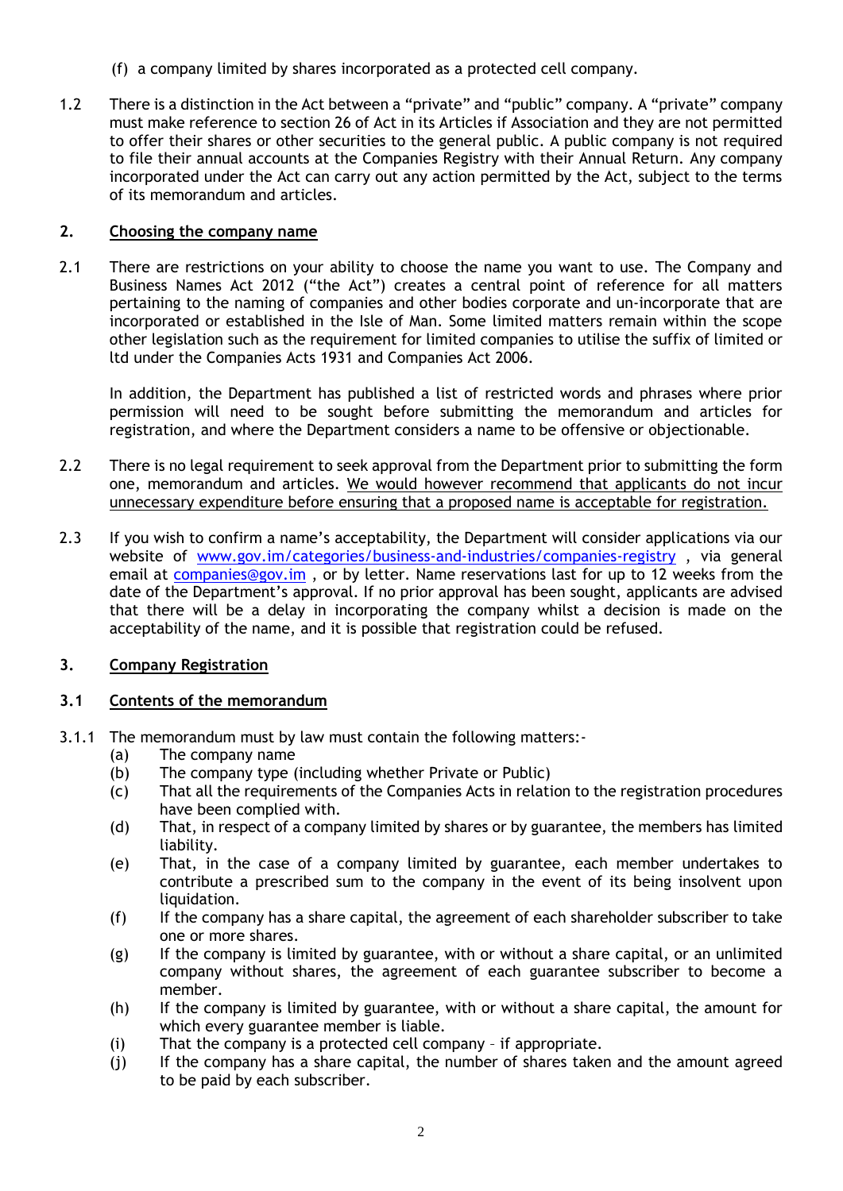(f) a company limited by shares incorporated as a protected cell company.

1.2 There is a distinction in the Act between a "private" and "public" company. A "private" company must make reference to section 26 of Act in its Articles if Association and they are not permitted to offer their shares or other securities to the general public. A public company is not required to file their annual accounts at the Companies Registry with their Annual Return. Any company incorporated under the Act can carry out any action permitted by the Act, subject to the terms of its memorandum and articles.

## 2. Choosing the company name

2.1 There are restrictions on your ability to choose the name you want to use. The Company and Business Names Act 2012 ("the Act") creates a central point of reference for all matters pertaining to the naming of companies and other bodies corporate and un-incorporate that are incorporated or established in the Isle of Man. Some limited matters remain within the scope other legislation such as the requirement for limited companies to utilise the suffix of limited or ltd under the Companies Acts 1931 and Companies Act 2006.

In addition, the Department has published a list of restricted words and phrases where prior permission will need to be sought before submitting the memorandum and articles for registration, and where the Department considers a name to be offensive or objectionable.

2.2 There is no legal requirement to seek approval from the Department prior to submitting the form one, memorandum and articles. We would however recommend that applicants do not incur unnecessary expenditure before ensuring that a proposed name is acceptable for registration.

2.3 If you wish to confirm a name's acceptability, the Department will consider applications via our website of www.gov.im/categories/business-and-industries/companies-registry , via general email at companies@gov.im , or by letter. Name reservations last for up to 12 weeks from the date of the Department's approval. If no prior approval has been sought, applicants are advised that there will be a delay in incorporating the company whilst a decision is made on the acceptability of the name, and it is possible that registration could be refused.

## 3. Company Registration

### 3.1 Contents of the memorandum

3.1.1 The memorandum must by law must contain the following matters:-

(a) The company name

(b) The company type (including whether Private or Public)

(c) That all the requirements of the Companies Acts in relation to the registration procedures have been complied with.

(d) That, in respect of a company limited by shares or by guarantee, the members has limited liability.

(e) That, in the case of a company limited by guarantee, each member undertakes to contribute a prescribed sum to the company in the event of its being insolvent upon liquidation.

(f) If the company has a share capital, the agreement of each shareholder subscriber to take one or more shares.

(g) If the company is limited by guarantee, with or without a share capital, or an unlimited company without shares, the agreement of each guarantee subscriber to become a member.

(h) If the company is limited by guarantee, with or without a share capital, the amount for which every guarantee member is liable.

(i) That the company is a protected cell company – if appropriate.

(j) If the company has a share capital, the number of shares taken and the amount agreed to be paid by each subscriber.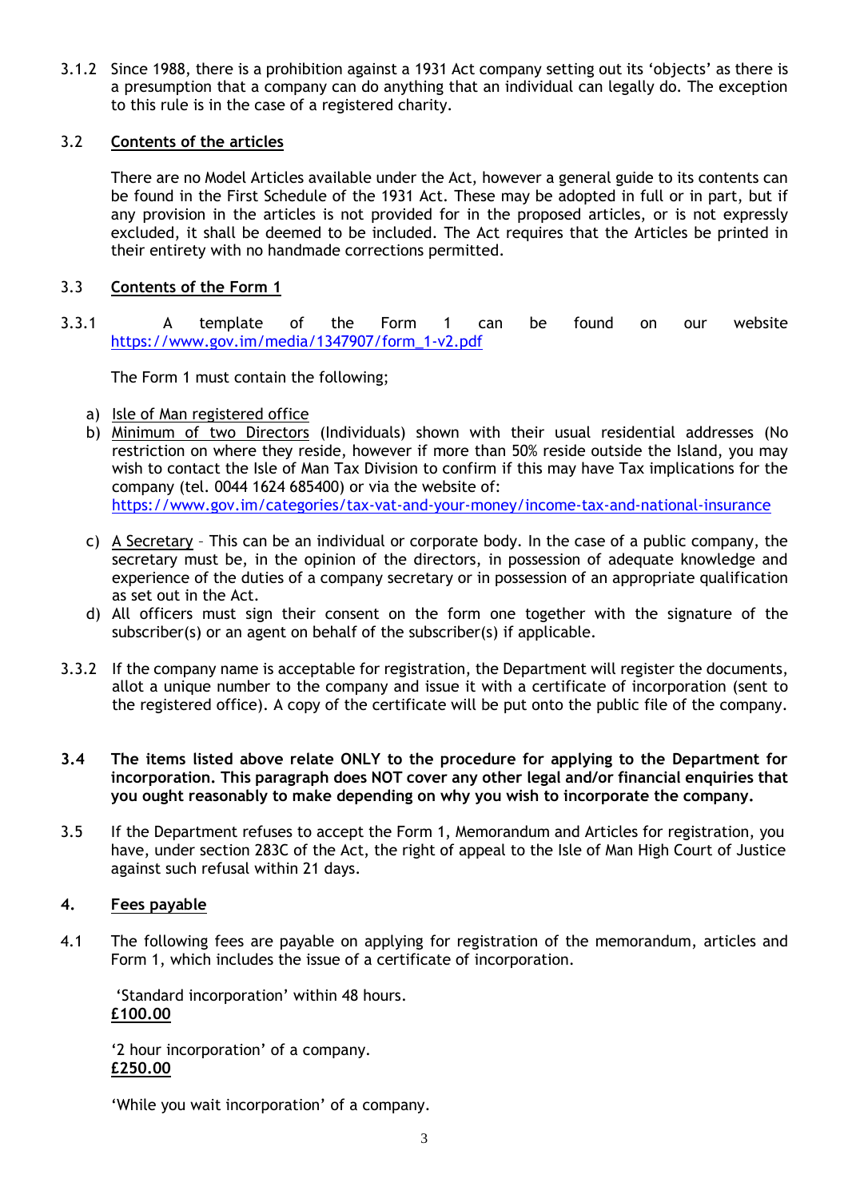3.1.2 Since 1988, there is a prohibition against a 1931 Act company setting out its 'objects' as there is a presumption that a company can do anything that an individual can legally do. The exception to this rule is in the case of a registered charity.

3.2 **Contents of the articles**

There are no Model Articles available under the Act, however a general guide to its contents can be found in the First Schedule of the 1931 Act. These may be adopted in full or in part, but if any provision in the articles is not provided for in the proposed articles, or is not expressly excluded, it shall be deemed to be included. The Act requires that the Articles be printed in their entirety with no handmade corrections permitted.

3.3 **Contents of the Form 1**

3.3.1 A template of the Form 1 can be found on our website https://www.gov.im/media/1347907/form_1-v2.pdf

The Form 1 must contain the following;

a) Isle of Man registered office
b) Minimum of two Directors (Individuals) shown with their usual residential addresses (No restriction on where they reside, however if more than 50% reside outside the Island, you may wish to contact the Isle of Man Tax Division to confirm if this may have Tax implications for the company (tel. 0044 1624 685400) or via the website of: https://www.gov.im/categories/tax-vat-and-your-money/income-tax-and-national-insurance
c) A Secretary – This can be an individual or corporate body. In the case of a public company, the secretary must be, in the opinion of the directors, in possession of adequate knowledge and experience of the duties of a company secretary or in possession of an appropriate qualification as set out in the Act.
d) All officers must sign their consent on the form one together with the signature of the subscriber(s) or an agent on behalf of the subscriber(s) if applicable.

3.3.2 If the company name is acceptable for registration, the Department will register the documents, allot a unique number to the company and issue it with a certificate of incorporation (sent to the registered office). A copy of the certificate will be put onto the public file of the company.

**3.4 The items listed above relate ONLY to the procedure for applying to the Department for incorporation. This paragraph does NOT cover any other legal and/or financial enquiries that you ought reasonably to make depending on why you wish to incorporate the company.**

3.5 If the Department refuses to accept the Form 1, Memorandum and Articles for registration, you have, under section 283C of the Act, the right of appeal to the Isle of Man High Court of Justice against such refusal within 21 days.

## 4. Fees payable

4.1 The following fees are payable on applying for registration of the memorandum, articles and Form 1, which includes the issue of a certificate of incorporation.

'Standard incorporation' within 48 hours.
**£100.00**

'2 hour incorporation' of a company.
**£250.00**

'While you wait incorporation' of a company.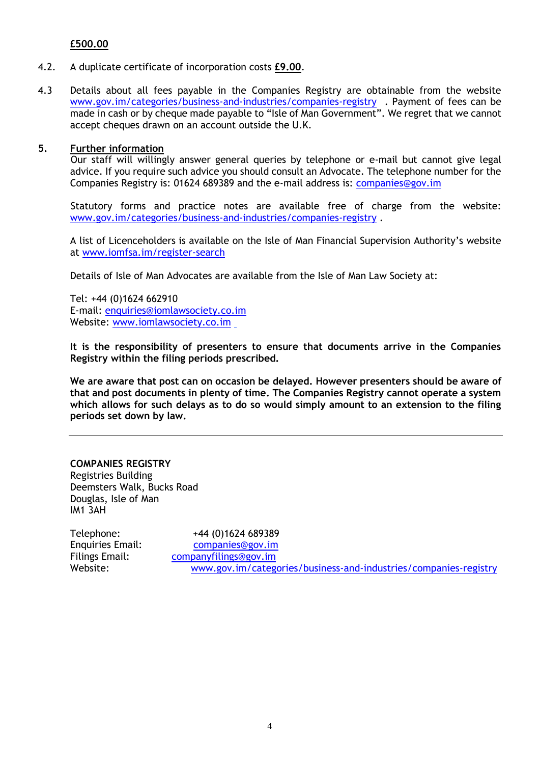**£500.00**

4.2. A duplicate certificate of incorporation costs **£9.00**.

4.3 Details about all fees payable in the Companies Registry are obtainable from the website www.gov.im/categories/business-and-industries/companies-registry . Payment of fees can be made in cash or by cheque made payable to "Isle of Man Government". We regret that we cannot accept cheques drawn on an account outside the U.K.

## 5. Further information

Our staff will willingly answer general queries by telephone or e-mail but cannot give legal advice. If you require such advice you should consult an Advocate. The telephone number for the Companies Registry is: 01624 689389 and the e-mail address is: companies@gov.im

Statutory forms and practice notes are available free of charge from the website: www.gov.im/categories/business-and-industries/companies-registry .

A list of Licenceholders is available on the Isle of Man Financial Supervision Authority's website at www.iomfsa.im/register-search

Details of Isle of Man Advocates are available from the Isle of Man Law Society at:

Tel: +44 (0)1624 662910
E-mail: enquiries@iomlawsociety.co.im
Website: www.iomlawsociety.co.im

---

**It is the responsibility of presenters to ensure that documents arrive in the Companies Registry within the filing periods prescribed.**

**We are aware that post can on occasion be delayed. However presenters should be aware of that and post documents in plenty of time. The Companies Registry cannot operate a system which allows for such delays as to do so would simply amount to an extension to the filing periods set down by law.**

---

**COMPANIES REGISTRY**
Registries Building
Deemsters Walk, Bucks Road
Douglas, Isle of Man
IM1 3AH

Telephone: +44 (0)1624 689389
Enquiries Email: companies@gov.im
Filings Email: companyfilings@gov.im
Website: www.gov.im/categories/business-and-industries/companies-registry